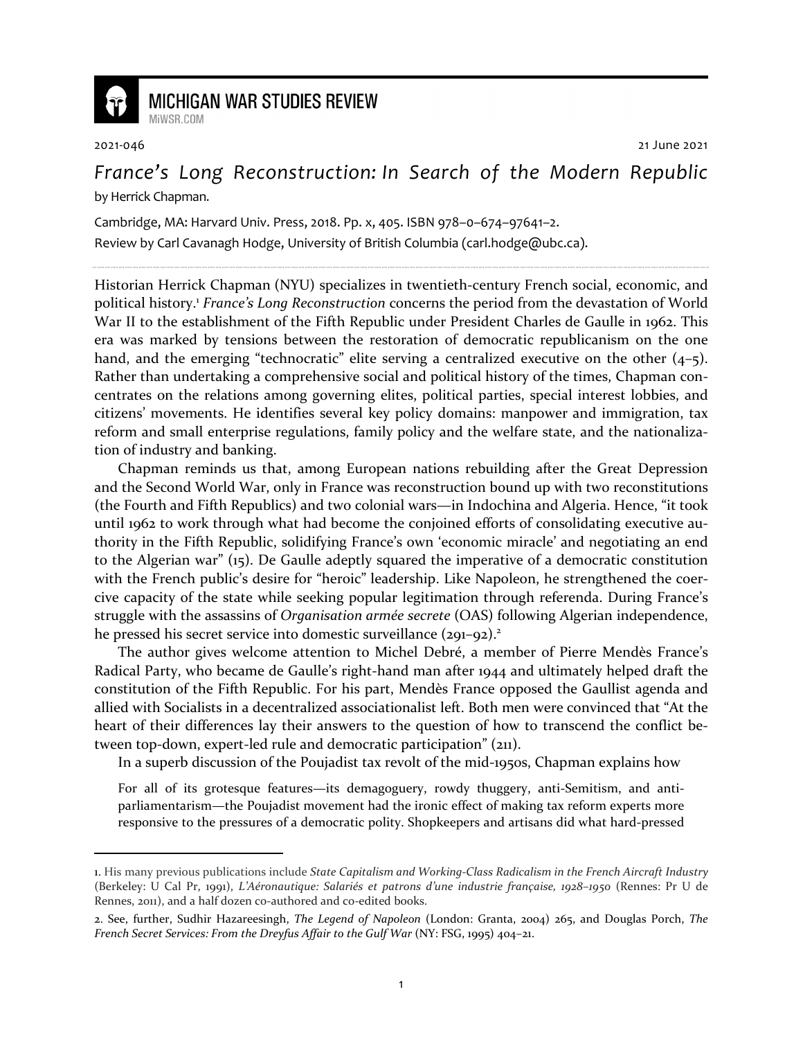2021-046

21 June 2021

# *France's Long Reconstruction: In Search of the Modern Republic*

by Herrick Chapman.

Cambridge, MA: Harvard Univ. Press, 2018. Pp. x, 405. ISBN 978–0–674–97641–2.

Review by Carl Cavanagh Hodge, University of British Columbia (carl.hodge@ubc.ca).

---

Historian Herrick Chapman (NYU) specializes in twentieth-century French social, economic, and political history.[1] *France's Long Reconstruction* concerns the period from the devastation of World War II to the establishment of the Fifth Republic under President Charles de Gaulle in 1962. This era was marked by tensions between the restoration of democratic republicanism on the one hand, and the emerging "technocratic" elite serving a centralized executive on the other (4–5). Rather than undertaking a comprehensive social and political history of the times, Chapman concentrates on the relations among governing elites, political parties, special interest lobbies, and citizens' movements. He identifies several key policy domains: manpower and immigration, tax reform and small enterprise regulations, family policy and the welfare state, and the nationalization of industry and banking.

Chapman reminds us that, among European nations rebuilding after the Great Depression and the Second World War, only in France was reconstruction bound up with two reconstitutions (the Fourth and Fifth Republics) and two colonial wars—in Indochina and Algeria. Hence, "it took until 1962 to work through what had become the conjoined efforts of consolidating executive authority in the Fifth Republic, solidifying France's own 'economic miracle' and negotiating an end to the Algerian war" (15). De Gaulle adeptly squared the imperative of a democratic constitution with the French public's desire for "heroic" leadership. Like Napoleon, he strengthened the coercive capacity of the state while seeking popular legitimation through referenda. During France's struggle with the assassins of *Organisation armée secrete* (OAS) following Algerian independence, he pressed his secret service into domestic surveillance (291–92).[2]

The author gives welcome attention to Michel Debré, a member of Pierre Mendès France's Radical Party, who became de Gaulle's right-hand man after 1944 and ultimately helped draft the constitution of the Fifth Republic. For his part, Mendès France opposed the Gaullist agenda and allied with Socialists in a decentralized associationalist left. Both men were convinced that "At the heart of their differences lay their answers to the question of how to transcend the conflict between top-down, expert-led rule and democratic participation" (211).

In a superb discussion of the Poujadist tax revolt of the mid-1950s, Chapman explains how

> For all of its grotesque features—its demagoguery, rowdy thuggery, anti-Semitism, and anti-parliamentarism—the Poujadist movement had the ironic effect of making tax reform experts more responsive to the pressures of a democratic polity. Shopkeepers and artisans did what hard-pressed

---

1. His many previous publications include *State Capitalism and Working-Class Radicalism in the French Aircraft Industry* (Berkeley: U Cal Pr, 1991), *L'Aéronautique: Salariés et patrons d'une industrie française, 1928–1950* (Rennes: Pr U de Rennes, 2011), and a half dozen co-authored and co-edited books.

2. See, further, Sudhir Hazareesingh, *The Legend of Napoleon* (London: Granta, 2004) 265, and Douglas Porch, *The French Secret Services: From the Dreyfus Affair to the Gulf War* (NY: FSG, 1995) 404–21.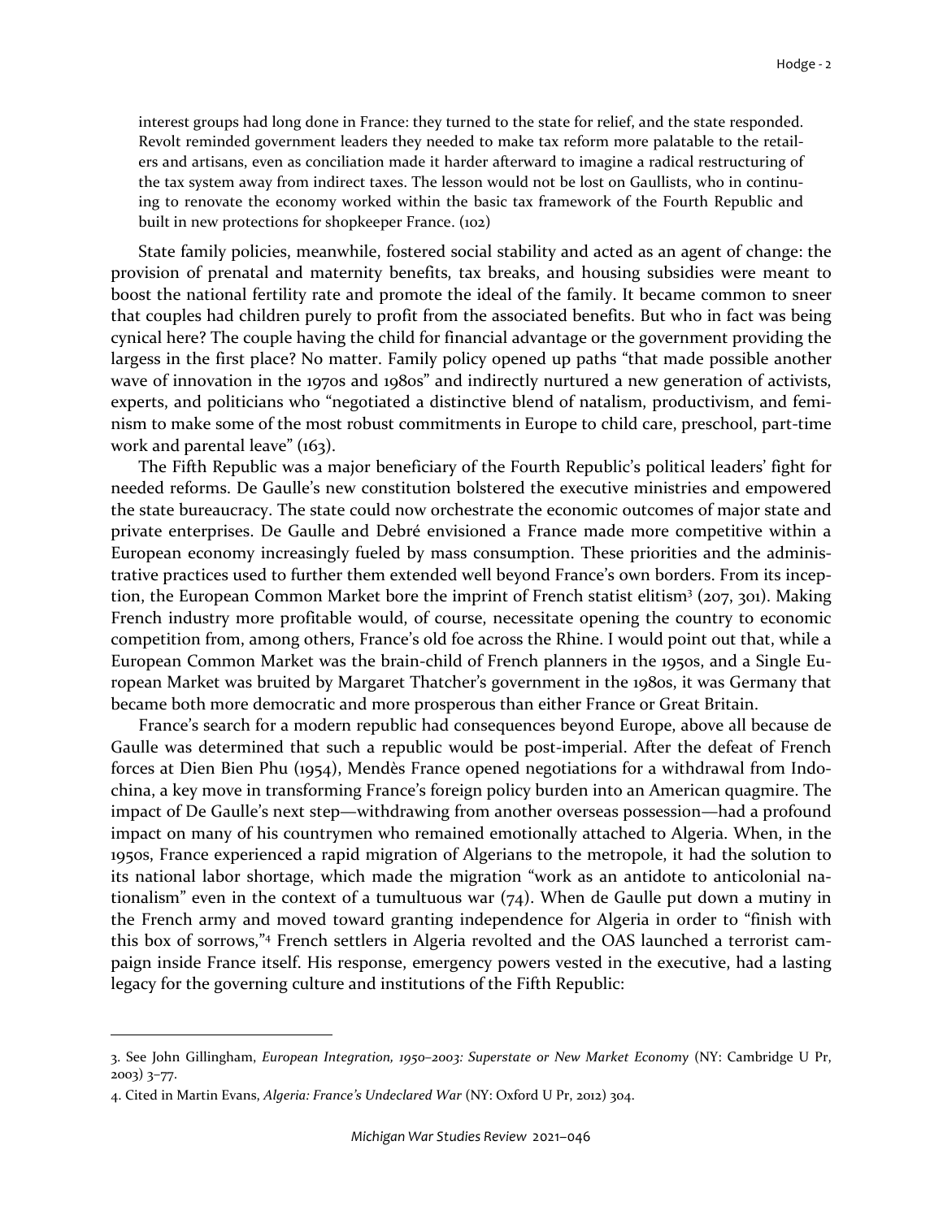> interest groups had long done in France: they turned to the state for relief, and the state responded. Revolt reminded government leaders they needed to make tax reform more palatable to the retailers and artisans, even as conciliation made it harder afterward to imagine a radical restructuring of the tax system away from indirect taxes. The lesson would not be lost on Gaullists, who in continuing to renovate the economy worked within the basic tax framework of the Fourth Republic and built in new protections for shopkeeper France. (102)

State family policies, meanwhile, fostered social stability and acted as an agent of change: the provision of prenatal and maternity benefits, tax breaks, and housing subsidies were meant to boost the national fertility rate and promote the ideal of the family. It became common to sneer that couples had children purely to profit from the associated benefits. But who in fact was being cynical here? The couple having the child for financial advantage or the government providing the largess in the first place? No matter. Family policy opened up paths "that made possible another wave of innovation in the 1970s and 1980s" and indirectly nurtured a new generation of activists, experts, and politicians who "negotiated a distinctive blend of natalism, productivism, and feminism to make some of the most robust commitments in Europe to child care, preschool, part-time work and parental leave" (163).

The Fifth Republic was a major beneficiary of the Fourth Republic's political leaders' fight for needed reforms. De Gaulle's new constitution bolstered the executive ministries and empowered the state bureaucracy. The state could now orchestrate the economic outcomes of major state and private enterprises. De Gaulle and Debré envisioned a France made more competitive within a European economy increasingly fueled by mass consumption. These priorities and the administrative practices used to further them extended well beyond France's own borders. From its inception, the European Common Market bore the imprint of French statist elitism[3] (207, 301). Making French industry more profitable would, of course, necessitate opening the country to economic competition from, among others, France's old foe across the Rhine. I would point out that, while a European Common Market was the brain-child of French planners in the 1950s, and a Single European Market was bruited by Margaret Thatcher's government in the 1980s, it was Germany that became both more democratic and more prosperous than either France or Great Britain.

France's search for a modern republic had consequences beyond Europe, above all because de Gaulle was determined that such a republic would be post-imperial. After the defeat of French forces at Dien Bien Phu (1954), Mendès France opened negotiations for a withdrawal from Indochina, a key move in transforming France's foreign policy burden into an American quagmire. The impact of De Gaulle's next step—withdrawing from another overseas possession—had a profound impact on many of his countrymen who remained emotionally attached to Algeria. When, in the 1950s, France experienced a rapid migration of Algerians to the metropole, it had the solution to its national labor shortage, which made the migration "work as an antidote to anticolonial nationalism" even in the context of a tumultuous war (74). When de Gaulle put down a mutiny in the French army and moved toward granting independence for Algeria in order to "finish with this box of sorrows,"[4] French settlers in Algeria revolted and the OAS launched a terrorist campaign inside France itself. His response, emergency powers vested in the executive, had a lasting legacy for the governing culture and institutions of the Fifth Republic:

---

3. See John Gillingham, *European Integration, 1950–2003: Superstate or New Market Economy* (NY: Cambridge U Pr, 2003) 3–77.

4. Cited in Martin Evans, *Algeria: France's Undeclared War* (NY: Oxford U Pr, 2012) 304.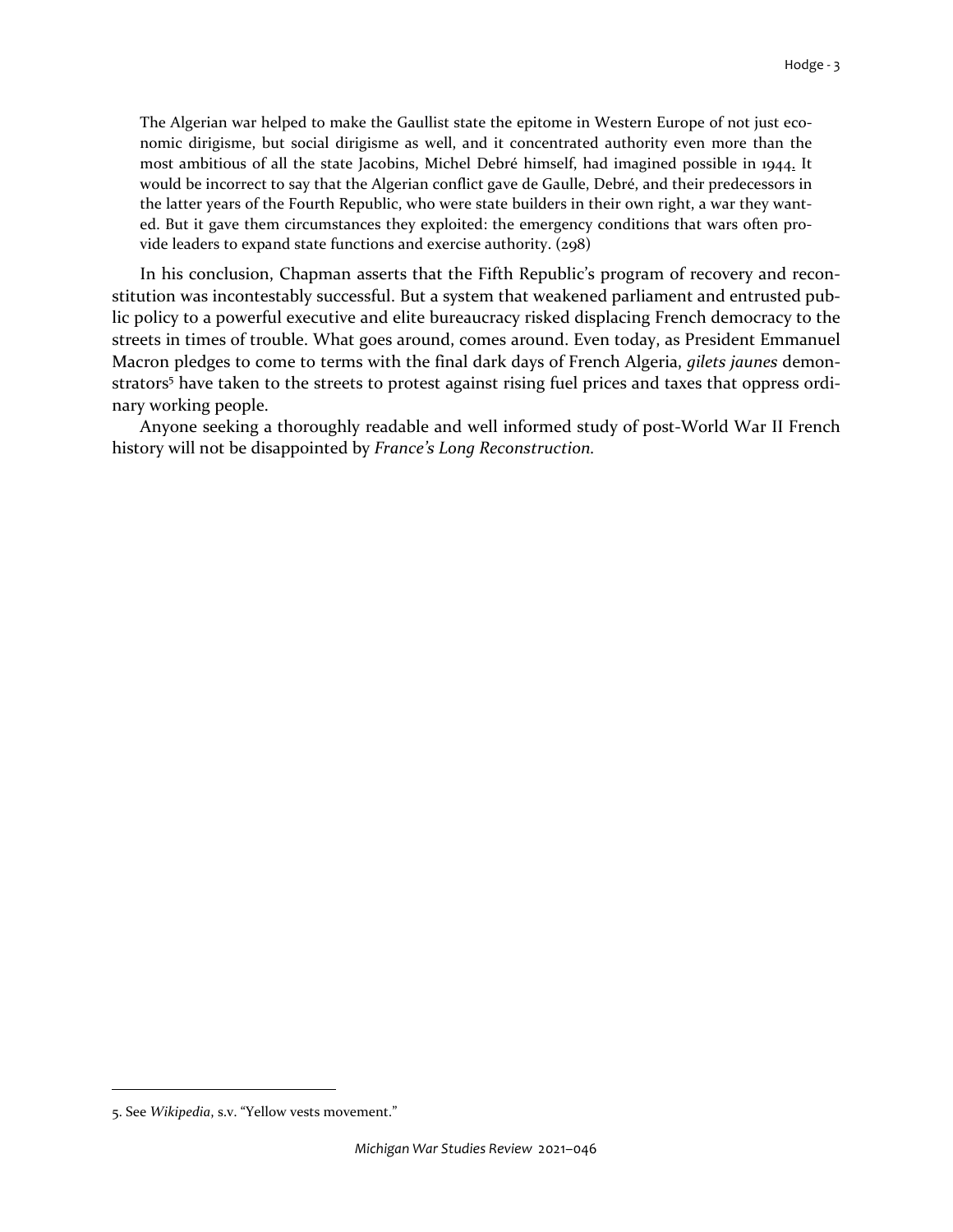> The Algerian war helped to make the Gaullist state the epitome in Western Europe of not just economic dirigisme, but social dirigisme as well, and it concentrated authority even more than the most ambitious of all the state Jacobins, Michel Debré himself, had imagined possible in 1944. It would be incorrect to say that the Algerian conflict gave de Gaulle, Debré, and their predecessors in the latter years of the Fourth Republic, who were state builders in their own right, a war they wanted. But it gave them circumstances they exploited: the emergency conditions that wars often provide leaders to expand state functions and exercise authority. (298)

In his conclusion, Chapman asserts that the Fifth Republic's program of recovery and reconstitution was incontestably successful. But a system that weakened parliament and entrusted public policy to a powerful executive and elite bureaucracy risked displacing French democracy to the streets in times of trouble. What goes around, comes around. Even today, as President Emmanuel Macron pledges to come to terms with the final dark days of French Algeria, *gilets jaunes* demonstrators[5] have taken to the streets to protest against rising fuel prices and taxes that oppress ordinary working people.

Anyone seeking a thoroughly readable and well informed study of post-World War II French history will not be disappointed by *France's Long Reconstruction*.

---

5. See *Wikipedia*, s.v. "Yellow vests movement."